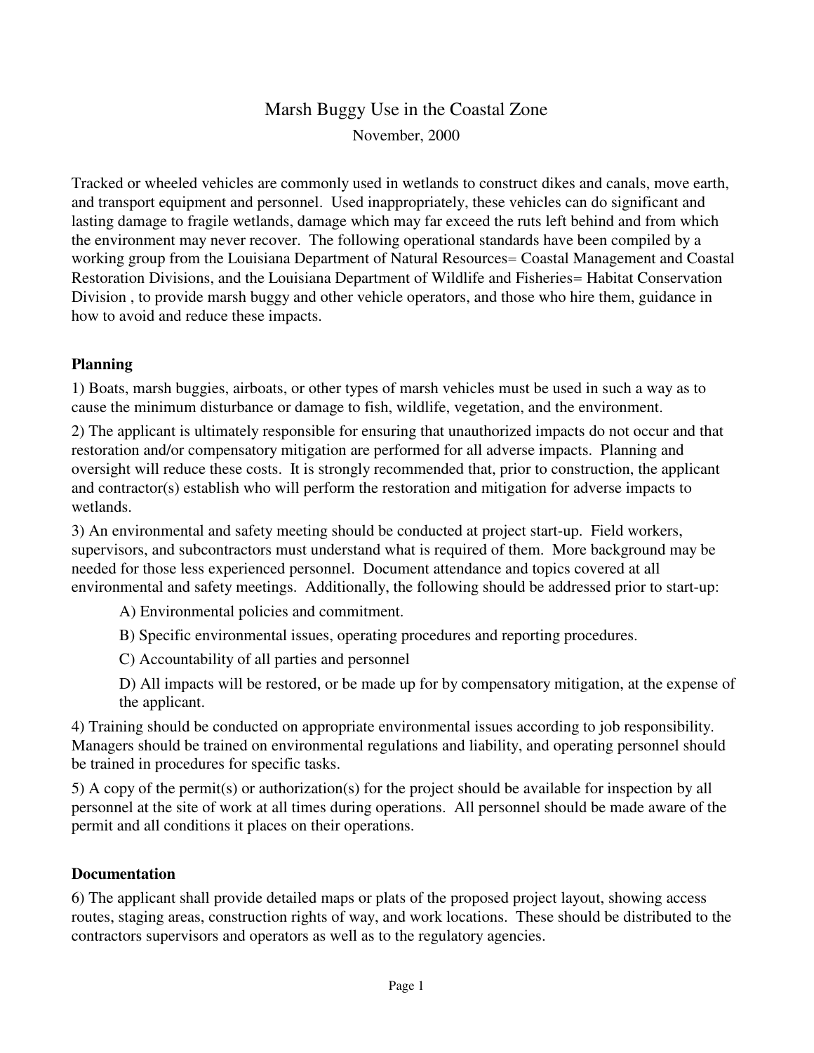# Marsh Buggy Use in the Coastal Zone

November, 2000

Tracked or wheeled vehicles are commonly used in wetlands to construct dikes and canals, move earth, and transport equipment and personnel. Used inappropriately, these vehicles can do significant and lasting damage to fragile wetlands, damage which may far exceed the ruts left behind and from which the environment may never recover. The following operational standards have been compiled by a working group from the Louisiana Department of Natural Resources= Coastal Management and Coastal Restoration Divisions, and the Louisiana Department of Wildlife and Fisheries= Habitat Conservation Division , to provide marsh buggy and other vehicle operators, and those who hire them, guidance in how to avoid and reduce these impacts.

## Planning

1) Boats, marsh buggies, airboats, or other types of marsh vehicles must be used in such a way as to cause the minimum disturbance or damage to fish, wildlife, vegetation, and the environment.

2) The applicant is ultimately responsible for ensuring that unauthorized impacts do not occur and that restoration and/or compensatory mitigation are performed for all adverse impacts. Planning and oversight will reduce these costs. It is strongly recommended that, prior to construction, the applicant and contractor(s) establish who will perform the restoration and mitigation for adverse impacts to wetlands.

3) An environmental and safety meeting should be conducted at project start-up. Field workers, supervisors, and subcontractors must understand what is required of them. More background may be needed for those less experienced personnel. Document attendance and topics covered at all environmental and safety meetings. Additionally, the following should be addressed prior to start-up:

   A) Environmental policies and commitment.

   B) Specific environmental issues, operating procedures and reporting procedures.

   C) Accountability of all parties and personnel

   D) All impacts will be restored, or be made up for by compensatory mitigation, at the expense of the applicant.

4) Training should be conducted on appropriate environmental issues according to job responsibility. Managers should be trained on environmental regulations and liability, and operating personnel should be trained in procedures for specific tasks.

5) A copy of the permit(s) or authorization(s) for the project should be available for inspection by all personnel at the site of work at all times during operations. All personnel should be made aware of the permit and all conditions it places on their operations.

## Documentation

6) The applicant shall provide detailed maps or plats of the proposed project layout, showing access routes, staging areas, construction rights of way, and work locations. These should be distributed to the contractors supervisors and operators as well as to the regulatory agencies.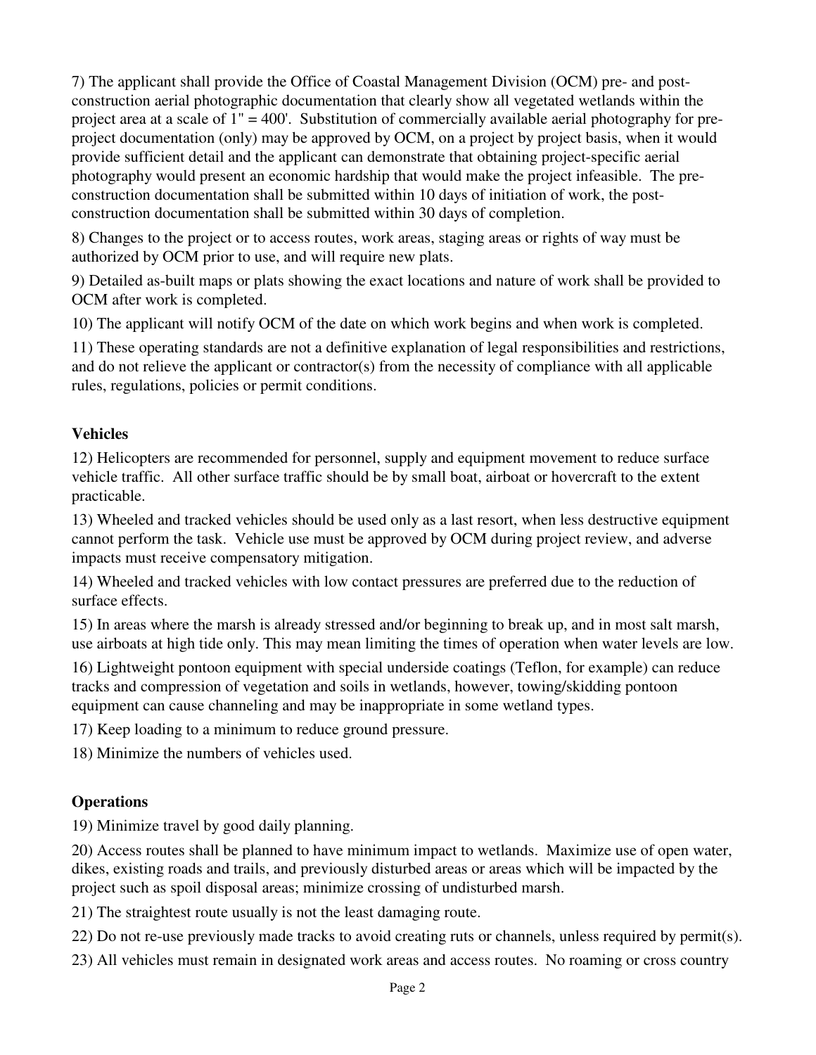7) The applicant shall provide the Office of Coastal Management Division (OCM) pre- and post-construction aerial photographic documentation that clearly show all vegetated wetlands within the project area at a scale of 1" = 400'. Substitution of commercially available aerial photography for pre-project documentation (only) may be approved by OCM, on a project by project basis, when it would provide sufficient detail and the applicant can demonstrate that obtaining project-specific aerial photography would present an economic hardship that would make the project infeasible. The pre-construction documentation shall be submitted within 10 days of initiation of work, the post-construction documentation shall be submitted within 30 days of completion.

8) Changes to the project or to access routes, work areas, staging areas or rights of way must be authorized by OCM prior to use, and will require new plats.

9) Detailed as-built maps or plats showing the exact locations and nature of work shall be provided to OCM after work is completed.

10) The applicant will notify OCM of the date on which work begins and when work is completed.

11) These operating standards are not a definitive explanation of legal responsibilities and restrictions, and do not relieve the applicant or contractor(s) from the necessity of compliance with all applicable rules, regulations, policies or permit conditions.

**Vehicles**

12) Helicopters are recommended for personnel, supply and equipment movement to reduce surface vehicle traffic. All other surface traffic should be by small boat, airboat or hovercraft to the extent practicable.

13) Wheeled and tracked vehicles should be used only as a last resort, when less destructive equipment cannot perform the task. Vehicle use must be approved by OCM during project review, and adverse impacts must receive compensatory mitigation.

14) Wheeled and tracked vehicles with low contact pressures are preferred due to the reduction of surface effects.

15) In areas where the marsh is already stressed and/or beginning to break up, and in most salt marsh, use airboats at high tide only. This may mean limiting the times of operation when water levels are low.

16) Lightweight pontoon equipment with special underside coatings (Teflon, for example) can reduce tracks and compression of vegetation and soils in wetlands, however, towing/skidding pontoon equipment can cause channeling and may be inappropriate in some wetland types.

17) Keep loading to a minimum to reduce ground pressure.

18) Minimize the numbers of vehicles used.

**Operations**

19) Minimize travel by good daily planning.

20) Access routes shall be planned to have minimum impact to wetlands. Maximize use of open water, dikes, existing roads and trails, and previously disturbed areas or areas which will be impacted by the project such as spoil disposal areas; minimize crossing of undisturbed marsh.

21) The straightest route usually is not the least damaging route.

22) Do not re-use previously made tracks to avoid creating ruts or channels, unless required by permit(s).

23) All vehicles must remain in designated work areas and access routes. No roaming or cross country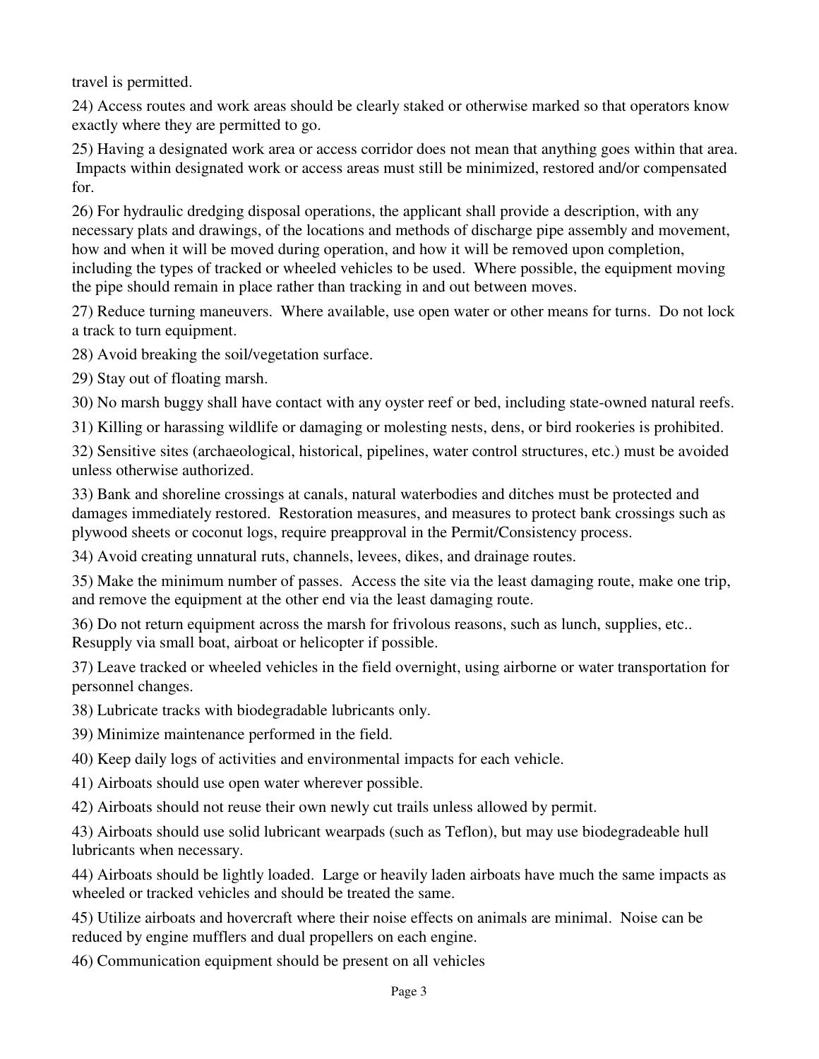travel is permitted.

24) Access routes and work areas should be clearly staked or otherwise marked so that operators know exactly where they are permitted to go.

25) Having a designated work area or access corridor does not mean that anything goes within that area. Impacts within designated work or access areas must still be minimized, restored and/or compensated for.

26) For hydraulic dredging disposal operations, the applicant shall provide a description, with any necessary plats and drawings, of the locations and methods of discharge pipe assembly and movement, how and when it will be moved during operation, and how it will be removed upon completion, including the types of tracked or wheeled vehicles to be used. Where possible, the equipment moving the pipe should remain in place rather than tracking in and out between moves.

27) Reduce turning maneuvers. Where available, use open water or other means for turns. Do not lock a track to turn equipment.

28) Avoid breaking the soil/vegetation surface.

29) Stay out of floating marsh.

30) No marsh buggy shall have contact with any oyster reef or bed, including state-owned natural reefs.

31) Killing or harassing wildlife or damaging or molesting nests, dens, or bird rookeries is prohibited.

32) Sensitive sites (archaeological, historical, pipelines, water control structures, etc.) must be avoided unless otherwise authorized.

33) Bank and shoreline crossings at canals, natural waterbodies and ditches must be protected and damages immediately restored. Restoration measures, and measures to protect bank crossings such as plywood sheets or coconut logs, require preapproval in the Permit/Consistency process.

34) Avoid creating unnatural ruts, channels, levees, dikes, and drainage routes.

35) Make the minimum number of passes. Access the site via the least damaging route, make one trip, and remove the equipment at the other end via the least damaging route.

36) Do not return equipment across the marsh for frivolous reasons, such as lunch, supplies, etc.. Resupply via small boat, airboat or helicopter if possible.

37) Leave tracked or wheeled vehicles in the field overnight, using airborne or water transportation for personnel changes.

38) Lubricate tracks with biodegradable lubricants only.

39) Minimize maintenance performed in the field.

40) Keep daily logs of activities and environmental impacts for each vehicle.

41) Airboats should use open water wherever possible.

42) Airboats should not reuse their own newly cut trails unless allowed by permit.

43) Airboats should use solid lubricant wearpads (such as Teflon), but may use biodegradeable hull lubricants when necessary.

44) Airboats should be lightly loaded. Large or heavily laden airboats have much the same impacts as wheeled or tracked vehicles and should be treated the same.

45) Utilize airboats and hovercraft where their noise effects on animals are minimal. Noise can be reduced by engine mufflers and dual propellers on each engine.

46) Communication equipment should be present on all vehicles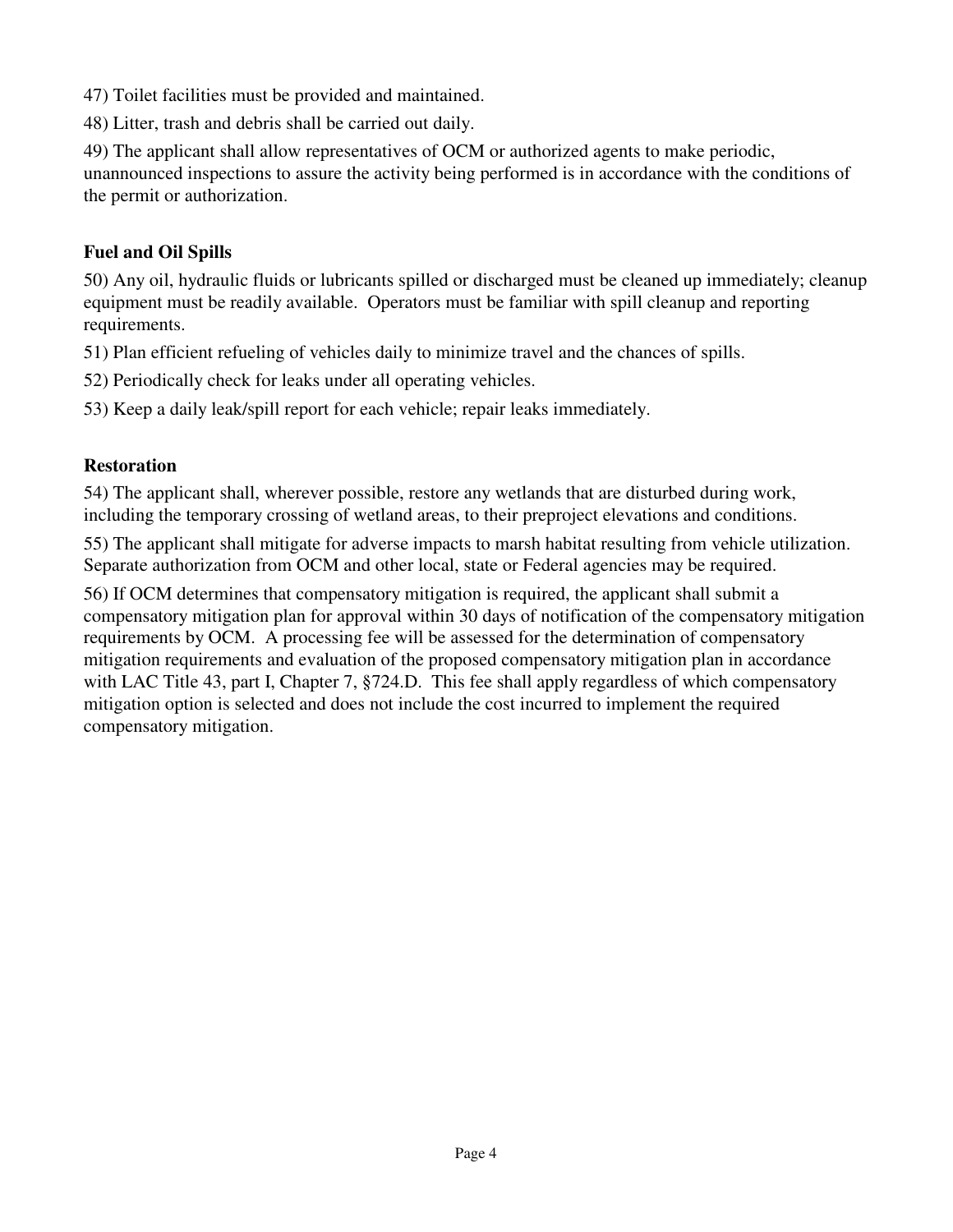47) Toilet facilities must be provided and maintained.

48) Litter, trash and debris shall be carried out daily.

49) The applicant shall allow representatives of OCM or authorized agents to make periodic, unannounced inspections to assure the activity being performed is in accordance with the conditions of the permit or authorization.

**Fuel and Oil Spills**

50) Any oil, hydraulic fluids or lubricants spilled or discharged must be cleaned up immediately; cleanup equipment must be readily available. Operators must be familiar with spill cleanup and reporting requirements.

51) Plan efficient refueling of vehicles daily to minimize travel and the chances of spills.

52) Periodically check for leaks under all operating vehicles.

53) Keep a daily leak/spill report for each vehicle; repair leaks immediately.

**Restoration**

54) The applicant shall, wherever possible, restore any wetlands that are disturbed during work, including the temporary crossing of wetland areas, to their preproject elevations and conditions.

55) The applicant shall mitigate for adverse impacts to marsh habitat resulting from vehicle utilization. Separate authorization from OCM and other local, state or Federal agencies may be required.

56) If OCM determines that compensatory mitigation is required, the applicant shall submit a compensatory mitigation plan for approval within 30 days of notification of the compensatory mitigation requirements by OCM. A processing fee will be assessed for the determination of compensatory mitigation requirements and evaluation of the proposed compensatory mitigation plan in accordance with LAC Title 43, part I, Chapter 7, §724.D. This fee shall apply regardless of which compensatory mitigation option is selected and does not include the cost incurred to implement the required compensatory mitigation.